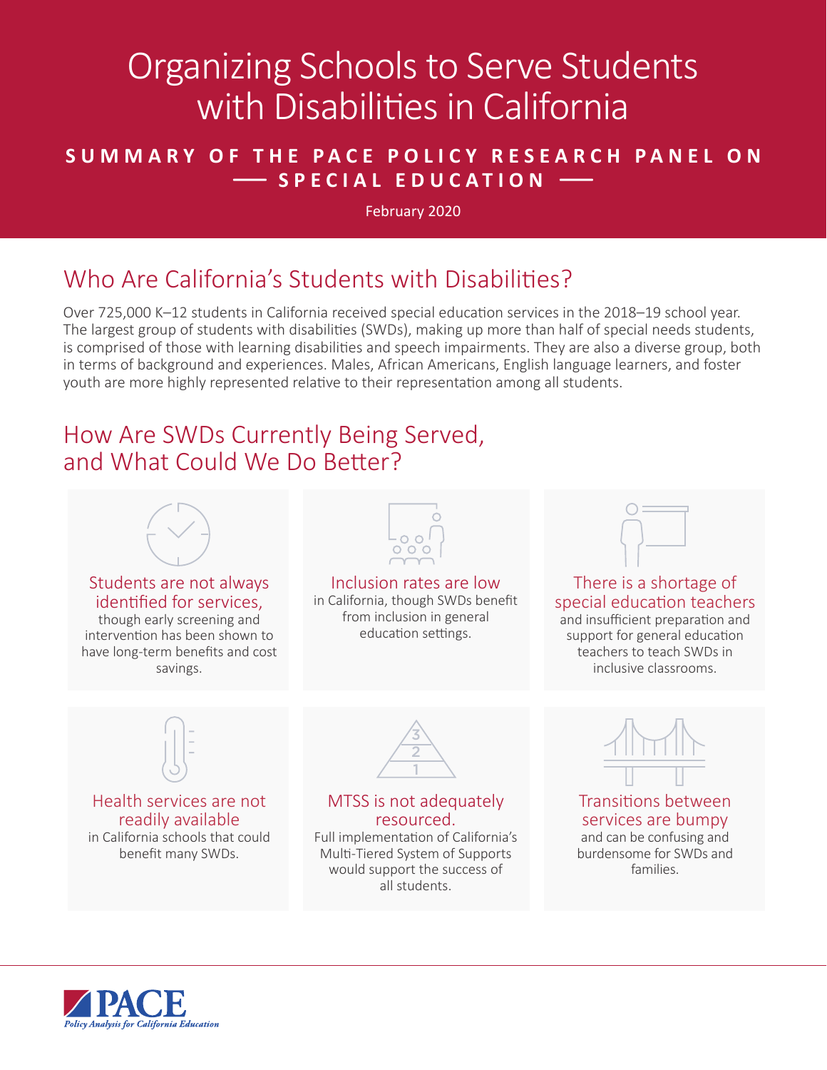# Organizing Schools to Serve Students with Disabilities in California

**SUMMARY OF THE PACE POLICY RESEARCH PANEL ON SPECIAL EDUCATION**

February 2020

## Who Are California's Students with Disabilities?

Over 725,000 K–12 students in California received special education services in the 2018–19 school year. The largest group of students with disabilities (SWDs), making up more than half of special needs students, is comprised of those with learning disabilities and speech impairments. They are also a diverse group, both in terms of background and experiences. Males, African Americans, English language learners, and foster youth are more highly represented relative to their representation among all students.

## How Are SWDs Currently Being Served, and What Could We Do Better?

**Students are not always identified for services,** though early screening and intervention has been shown to have long-term benefits and cost savings.

**Inclusion rates are low** in California, though SWDs benefit from inclusion in general education settings.

**There is a shortage of special education teachers** and insufficient preparation and support for general education teachers to teach SWDs in inclusive classrooms.

**Health services are not readily available** in California schools that could benefit many SWDs.

**MTSS is not adequately resourced.** Full implementation of California's Multi-Tiered System of Supports would support the success of all students.

**Transitions between services are bumpy** and can be confusing and burdensome for SWDs and families.

PACE
*Policy Analysis for California Education*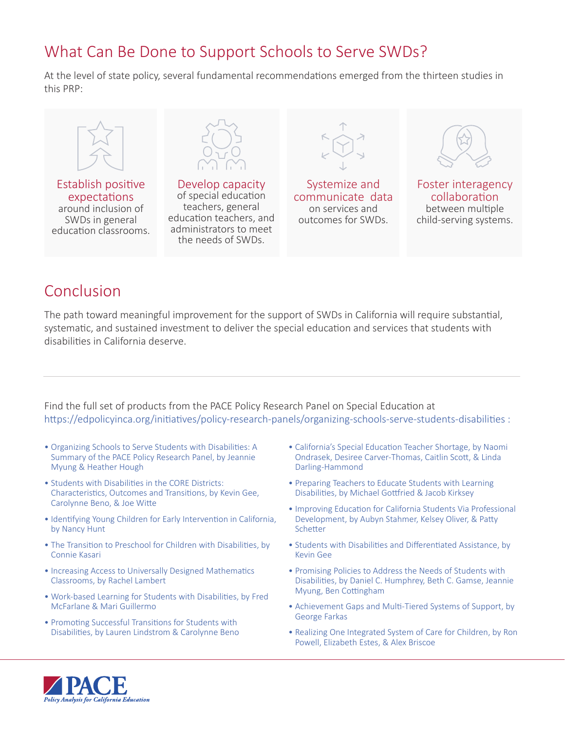## What Can Be Done to Support Schools to Serve SWDs?

At the level of state policy, several fundamental recommendations emerged from the thirteen studies in this PRP:

**Establish positive expectations** around inclusion of SWDs in general education classrooms.

**Develop capacity** of special education teachers, general education teachers, and administrators to meet the needs of SWDs.

**Systemize and communicate data** on services and outcomes for SWDs.

**Foster interagency collaboration** between multiple child-serving systems.

## Conclusion

The path toward meaningful improvement for the support of SWDs in California will require substantial, systematic, and sustained investment to deliver the special education and services that students with disabilities in California deserve.

---

Find the full set of products from the PACE Policy Research Panel on Special Education at https://edpolicyinca.org/initiatives/policy-research-panels/organizing-schools-serve-students-disabilities :

- Organizing Schools to Serve Students with Disabilities: A Summary of the PACE Policy Research Panel, by Jeannie Myung & Heather Hough
- Students with Disabilities in the CORE Districts: Characteristics, Outcomes and Transitions, by Kevin Gee, Carolynne Beno, & Joe Witte
- Identifying Young Children for Early Intervention in California, by Nancy Hunt
- The Transition to Preschool for Children with Disabilities, by Connie Kasari
- Increasing Access to Universally Designed Mathematics Classrooms, by Rachel Lambert
- Work-based Learning for Students with Disabilities, by Fred McFarlane & Mari Guillermo
- Promoting Successful Transitions for Students with Disabilities, by Lauren Lindstrom & Carolynne Beno
- California's Special Education Teacher Shortage, by Naomi Ondrasek, Desiree Carver-Thomas, Caitlin Scott, & Linda Darling-Hammond
- Preparing Teachers to Educate Students with Learning Disabilities, by Michael Gottfried & Jacob Kirksey
- Improving Education for California Students Via Professional Development, by Aubyn Stahmer, Kelsey Oliver, & Patty Schetter
- Students with Disabilities and Differentiated Assistance, by Kevin Gee
- Promising Policies to Address the Needs of Students with Disabilities, by Daniel C. Humphrey, Beth C. Gamse, Jeannie Myung, Ben Cottingham
- Achievement Gaps and Multi-Tiered Systems of Support, by George Farkas
- Realizing One Integrated System of Care for Children, by Ron Powell, Elizabeth Estes, & Alex Briscoe

PACE
Policy Analysis for California Education